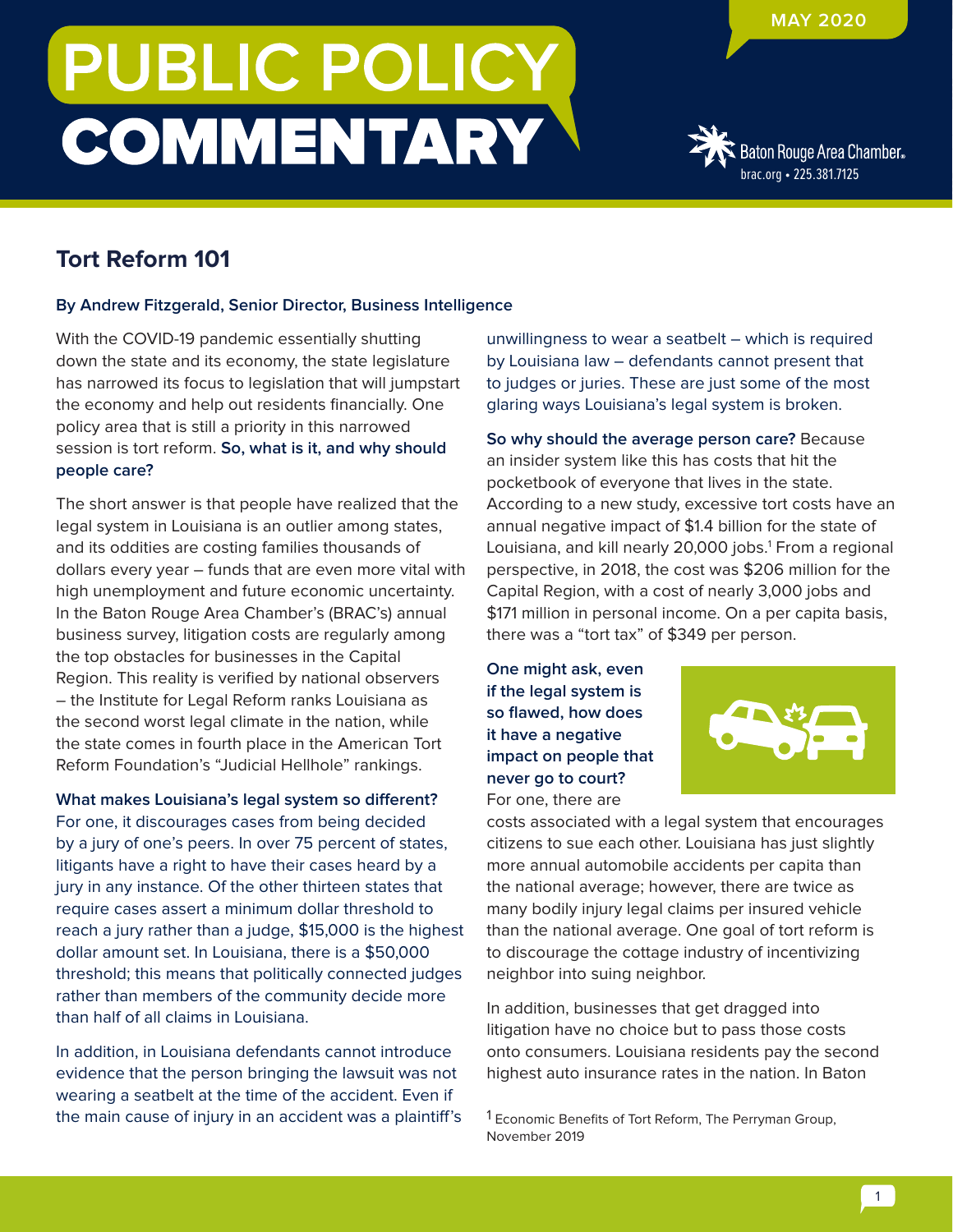# PUBLIC POLICY COMMENTARY

MAY 2020

Baton Rouge Area Chamber
brac.org • 225.381.7125

## Tort Reform 101

**By Andrew Fitzgerald, Senior Director, Business Intelligence**

With the COVID-19 pandemic essentially shutting down the state and its economy, the state legislature has narrowed its focus to legislation that will jumpstart the economy and help out residents financially. One policy area that is still a priority in this narrowed session is tort reform. **So, what is it, and why should people care?**

The short answer is that people have realized that the legal system in Louisiana is an outlier among states, and its oddities are costing families thousands of dollars every year – funds that are even more vital with high unemployment and future economic uncertainty. In the Baton Rouge Area Chamber's (BRAC's) annual business survey, litigation costs are regularly among the top obstacles for businesses in the Capital Region. This reality is verified by national observers – the Institute for Legal Reform ranks Louisiana as the second worst legal climate in the nation, while the state comes in fourth place in the American Tort Reform Foundation's "Judicial Hellhole" rankings.

**What makes Louisiana's legal system so different?** For one, it discourages cases from being decided by a jury of one's peers. In over 75 percent of states, litigants have a right to have their cases heard by a jury in any instance. Of the other thirteen states that require cases assert a minimum dollar threshold to reach a jury rather than a judge, $15,000 is the highest dollar amount set. In Louisiana, there is a $50,000 threshold; this means that politically connected judges rather than members of the community decide more than half of all claims in Louisiana.

In addition, in Louisiana defendants cannot introduce evidence that the person bringing the lawsuit was not wearing a seatbelt at the time of the accident. Even if the main cause of injury in an accident was a plaintiff's unwillingness to wear a seatbelt – which is required by Louisiana law – defendants cannot present that to judges or juries. These are just some of the most glaring ways Louisiana's legal system is broken.

**So why should the average person care?** Because an insider system like this has costs that hit the pocketbook of everyone that lives in the state. According to a new study, excessive tort costs have an annual negative impact of $1.4 billion for the state of Louisiana, and kill nearly 20,000 jobs.[1] From a regional perspective, in 2018, the cost was $206 million for the Capital Region, with a cost of nearly 3,000 jobs and $171 million in personal income. On a per capita basis, there was a "tort tax" of $349 per person.

**One might ask, even if the legal system is so flawed, how does it have a negative impact on people that never go to court?** For one, there are costs associated with a legal system that encourages citizens to sue each other. Louisiana has just slightly more annual automobile accidents per capita than the national average; however, there are twice as many bodily injury legal claims per insured vehicle than the national average. One goal of tort reform is to discourage the cottage industry of incentivizing neighbor into suing neighbor.

In addition, businesses that get dragged into litigation have no choice but to pass those costs onto consumers. Louisiana residents pay the second highest auto insurance rates in the nation. In Baton

[1] Economic Benefits of Tort Reform, The Perryman Group, November 2019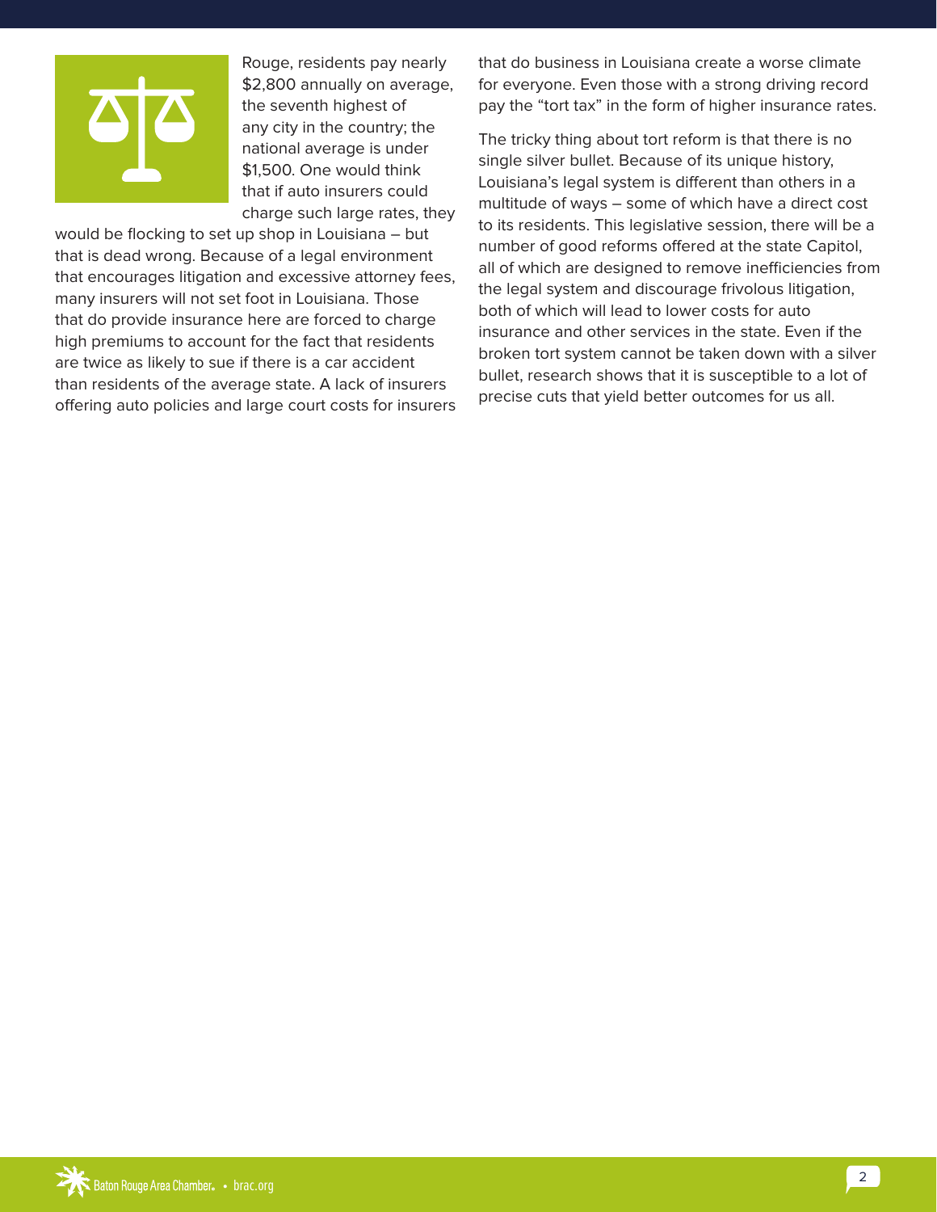Rouge, residents pay nearly $2,800 annually on average, the seventh highest of any city in the country; the national average is under $1,500. One would think that if auto insurers could charge such large rates, they would be flocking to set up shop in Louisiana – but that is dead wrong. Because of a legal environment that encourages litigation and excessive attorney fees, many insurers will not set foot in Louisiana. Those that do provide insurance here are forced to charge high premiums to account for the fact that residents are twice as likely to sue if there is a car accident than residents of the average state. A lack of insurers offering auto policies and large court costs for insurers that do business in Louisiana create a worse climate for everyone. Even those with a strong driving record pay the "tort tax" in the form of higher insurance rates.

The tricky thing about tort reform is that there is no single silver bullet. Because of its unique history, Louisiana's legal system is different than others in a multitude of ways – some of which have a direct cost to its residents. This legislative session, there will be a number of good reforms offered at the state Capitol, all of which are designed to remove inefficiencies from the legal system and discourage frivolous litigation, both of which will lead to lower costs for auto insurance and other services in the state. Even if the broken tort system cannot be taken down with a silver bullet, research shows that it is susceptible to a lot of precise cuts that yield better outcomes for us all.